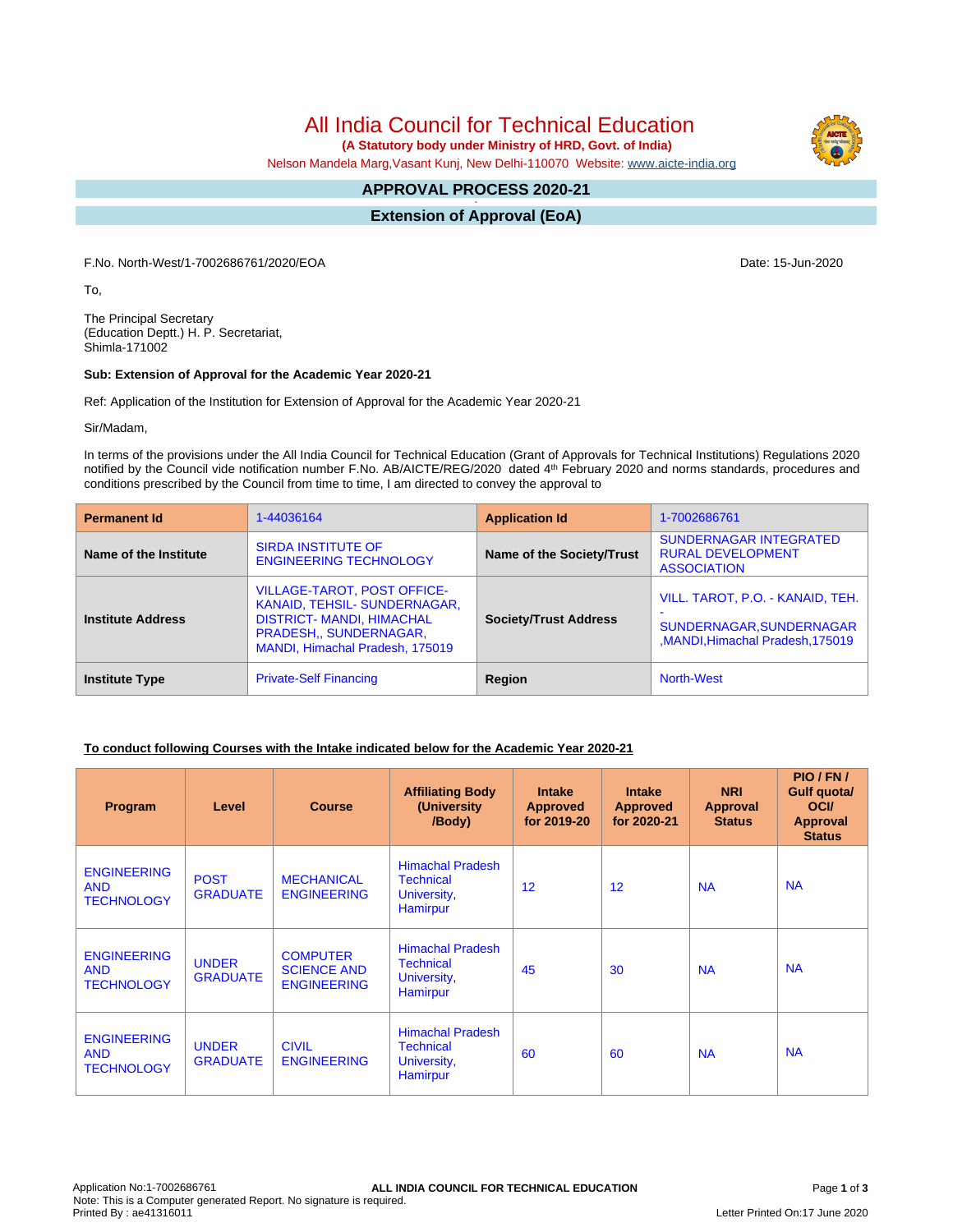# All India Council for Technical Education

**(A Statutory body under Ministry of HRD, Govt. of India)**

Nelson Mandela Marg,Vasant Kunj, New Delhi-110070 Website: www.aicte-india.org

## APPROVAL PROCESS 2020-21

## Extension of Approval (EoA)

F.No. North-West/1-7002686761/2020/EOA

Date: 15-Jun-2020

To,

The Principal Secretary
(Education Deptt.) H. P. Secretariat,
Shimla-171002

**Sub: Extension of Approval for the Academic Year 2020-21**

Ref: Application of the Institution for Extension of Approval for the Academic Year 2020-21

Sir/Madam,

In terms of the provisions under the All India Council for Technical Education (Grant of Approvals for Technical Institutions) Regulations 2020 notified by the Council vide notification number F.No. AB/AICTE/REG/2020 dated 4th February 2020 and norms standards, procedures and conditions prescribed by the Council from time to time, I am directed to convey the approval to

| **Permanent Id** | 1-44036164 | **Application Id** | 1-7002686761 |
|---|---|---|---|
| **Name of the Institute** | SIRDA INSTITUTE OF ENGINEERING TECHNOLOGY | **Name of the Society/Trust** | SUNDERNAGAR INTEGRATED RURAL DEVELOPMENT ASSOCIATION |
| **Institute Address** | VILLAGE-TAROT, POST OFFICE-KANAID, TEHSIL- SUNDERNAGAR, DISTRICT- MANDI, HIMACHAL PRADESH,, SUNDERNAGAR, MANDI, Himachal Pradesh, 175019 | **Society/Trust Address** | VILL. TAROT, P.O. - KANAID, TEH. - SUNDERNAGAR,SUNDERNAGAR ,MANDI,Himachal Pradesh,175019 |
| **Institute Type** | Private-Self Financing | **Region** | North-West |

**To conduct following Courses with the Intake indicated below for the Academic Year 2020-21**

| Program | Level | Course | Affiliating Body (University /Body) | Intake Approved for 2019-20 | Intake Approved for 2020-21 | NRI Approval Status | PIO / FN / Gulf quota/ OCI/ Approval Status |
|---|---|---|---|---|---|---|---|
| ENGINEERING AND TECHNOLOGY | POST GRADUATE | MECHANICAL ENGINEERING | Himachal Pradesh Technical University, Hamirpur | 12 | 12 | NA | NA |
| ENGINEERING AND TECHNOLOGY | UNDER GRADUATE | COMPUTER SCIENCE AND ENGINEERING | Himachal Pradesh Technical University, Hamirpur | 45 | 30 | NA | NA |
| ENGINEERING AND TECHNOLOGY | UNDER GRADUATE | CIVIL ENGINEERING | Himachal Pradesh Technical University, Hamirpur | 60 | 60 | NA | NA |

Note: This is a Computer generated Report. No signature is required.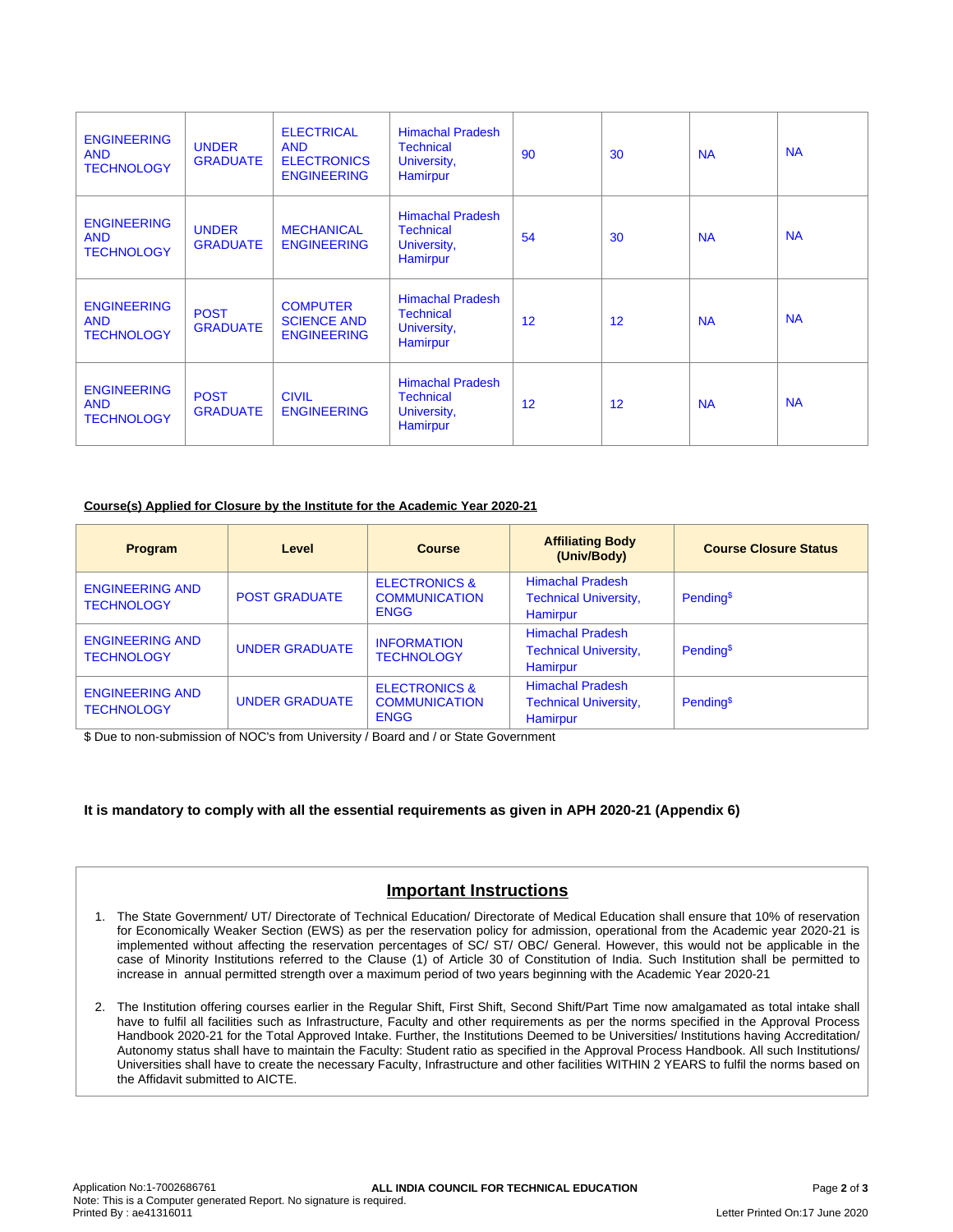| | | | | | | | |
|---|---|---|---|---|---|---|---|
| ENGINEERING AND TECHNOLOGY | UNDER GRADUATE | ELECTRICAL AND ELECTRONICS ENGINEERING | Himachal Pradesh Technical University, Hamirpur | 90 | 30 | NA | NA |
| ENGINEERING AND TECHNOLOGY | UNDER GRADUATE | MECHANICAL ENGINEERING | Himachal Pradesh Technical University, Hamirpur | 54 | 30 | NA | NA |
| ENGINEERING AND TECHNOLOGY | POST GRADUATE | COMPUTER SCIENCE AND ENGINEERING | Himachal Pradesh Technical University, Hamirpur | 12 | 12 | NA | NA |
| ENGINEERING AND TECHNOLOGY | POST GRADUATE | CIVIL ENGINEERING | Himachal Pradesh Technical University, Hamirpur | 12 | 12 | NA | NA |

**Course(s) Applied for Closure by the Institute for the Academic Year 2020-21**

| Program | Level | Course | Affiliating Body (Univ/Body) | Course Closure Status |
|---|---|---|---|---|
| ENGINEERING AND TECHNOLOGY | POST GRADUATE | ELECTRONICS & COMMUNICATION ENGG | Himachal Pradesh Technical University, Hamirpur | Pending$ |
| ENGINEERING AND TECHNOLOGY | UNDER GRADUATE | INFORMATION TECHNOLOGY | Himachal Pradesh Technical University, Hamirpur | Pending$ |
| ENGINEERING AND TECHNOLOGY | UNDER GRADUATE | ELECTRONICS & COMMUNICATION ENGG | Himachal Pradesh Technical University, Hamirpur | Pending$ |

$ Due to non-submission of NOC's from University / Board and / or State Government

**It is mandatory to comply with all the essential requirements as given in APH 2020-21 (Appendix 6)**

## Important Instructions

1. The State Government/ UT/ Directorate of Technical Education/ Directorate of Medical Education shall ensure that 10% of reservation for Economically Weaker Section (EWS) as per the reservation policy for admission, operational from the Academic year 2020-21 is implemented without affecting the reservation percentages of SC/ ST/ OBC/ General. However, this would not be applicable in the case of Minority Institutions referred to the Clause (1) of Article 30 of Constitution of India. Such Institution shall be permitted to increase in annual permitted strength over a maximum period of two years beginning with the Academic Year 2020-21

2. The Institution offering courses earlier in the Regular Shift, First Shift, Second Shift/Part Time now amalgamated as total intake shall have to fulfil all facilities such as Infrastructure, Faculty and other requirements as per the norms specified in the Approval Process Handbook 2020-21 for the Total Approved Intake. Further, the Institutions Deemed to be Universities/ Institutions having Accreditation/ Autonomy status shall have to maintain the Faculty: Student ratio as specified in the Approval Process Handbook. All such Institutions/ Universities shall have to create the necessary Faculty, Infrastructure and other facilities WITHIN 2 YEARS to fulfil the norms based on the Affidavit submitted to AICTE.

Application No:1-7002686761
Note: This is a Computer generated Report. No signature is required.
Printed By : ae41316011
ALL INDIA COUNCIL FOR TECHNICAL EDUCATION
Letter Printed On:17 June 2020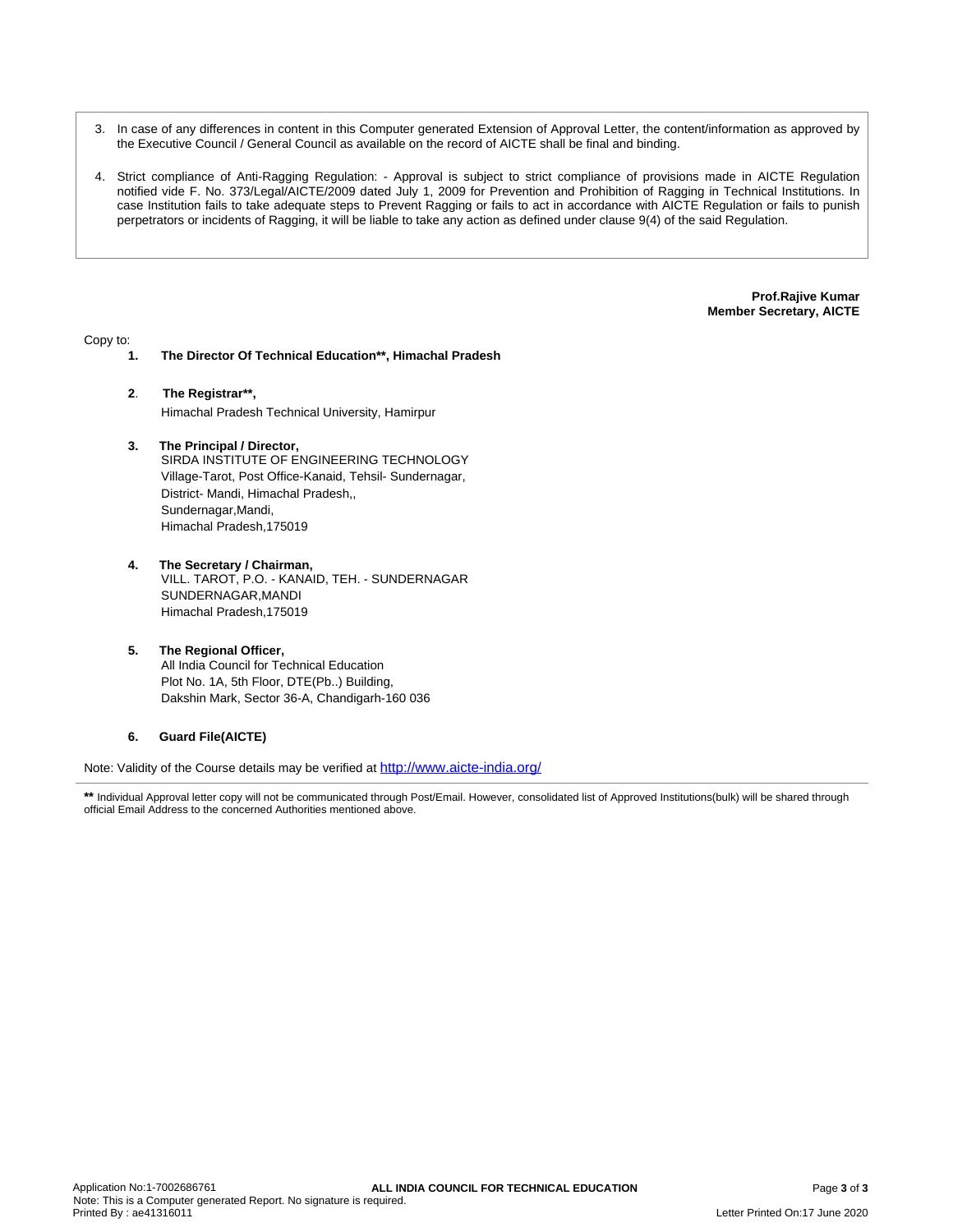3. In case of any differences in content in this Computer generated Extension of Approval Letter, the content/information as approved by the Executive Council / General Council as available on the record of AICTE shall be final and binding.

4. Strict compliance of Anti-Ragging Regulation: - Approval is subject to strict compliance of provisions made in AICTE Regulation notified vide F. No. 373/Legal/AICTE/2009 dated July 1, 2009 for Prevention and Prohibition of Ragging in Technical Institutions. In case Institution fails to take adequate steps to Prevent Ragging or fails to act in accordance with AICTE Regulation or fails to punish perpetrators or incidents of Ragging, it will be liable to take any action as defined under clause 9(4) of the said Regulation.

**Prof.Rajive Kumar**
**Member Secretary, AICTE**

Copy to:

1. **The Director Of Technical Education\*\*, Himachal Pradesh**

2. **The Registrar\*\*,**
   Himachal Pradesh Technical University, Hamirpur

3. **The Principal / Director,**
   SIRDA INSTITUTE OF ENGINEERING TECHNOLOGY
   Village-Tarot, Post Office-Kanaid, Tehsil- Sundernagar,
   District- Mandi, Himachal Pradesh,,
   Sundernagar,Mandi,
   Himachal Pradesh,175019

4. **The Secretary / Chairman,**
   VILL. TAROT, P.O. - KANAID, TEH. - SUNDERNAGAR
   SUNDERNAGAR,MANDI
   Himachal Pradesh,175019

5. **The Regional Officer,**
   All India Council for Technical Education
   Plot No. 1A, 5th Floor, DTE(Pb..) Building,
   Dakshin Mark, Sector 36-A, Chandigarh-160 036

6. **Guard File(AICTE)**

Note: Validity of the Course details may be verified at http://www.aicte-india.org/

---

**\*\*** Individual Approval letter copy will not be communicated through Post/Email. However, consolidated list of Approved Institutions(bulk) will be shared through official Email Address to the concerned Authorities mentioned above.

Application No:1-7002686761
Note: This is a Computer generated Report. No signature is required.
Printed By : ae41316011
Letter Printed On:17 June 2020